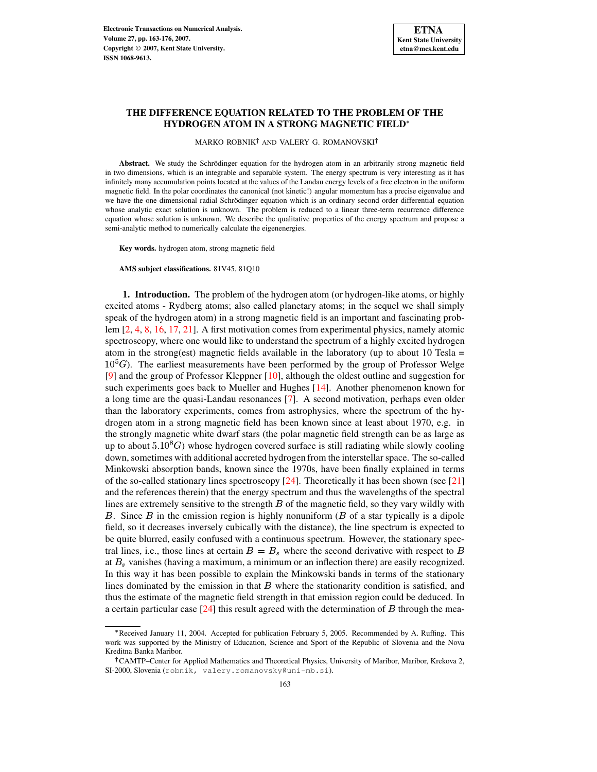# THE DIFFERENCE EQUATION RELATED TO THE PROBLEM OF THE HYDROGEN ATOM IN A STRONG MAGNETIC FIELD*

MARKO ROBNIK† AND VALERY G. ROMANOVSKI†

**Abstract.** We study the Schrödinger equation for the hydrogen atom in an arbitrarily strong magnetic field in two dimensions, which is an integrable and separable system. The energy spectrum is very interesting as it has infinitely many accumulation points located at the values of the Landau energy levels of a free electron in the uniform magnetic field. In the polar coordinates the canonical (not kinetic!) angular momentum has a precise eigenvalue and we have the one dimensional radial Schrödinger equation which is an ordinary second order differential equation whose analytic exact solution is unknown. The problem is reduced to a linear three-term recurrence difference equation whose solution is unknown. We describe the qualitative properties of the energy spectrum and propose a semi-analytic method to numerically calculate the eigenenergies.

**Key words.** hydrogen atom, strong magnetic field

**AMS subject classifications.** 81V45, 81Q10

**1. Introduction.** The problem of the hydrogen atom (or hydrogen-like atoms, or highly excited atoms - Rydberg atoms; also called planetary atoms; in the sequel we shall simply speak of the hydrogen atom) in a strong magnetic field is an important and fascinating problem [2, 4, 8, 16, 17, 21]. A first motivation comes from experimental physics, namely atomic spectroscopy, where one would like to understand the spectrum of a highly excited hydrogen atom in the strong(est) magnetic fields available in the laboratory (up to about 10 Tesla = $10^5 G$). The earliest measurements have been performed by the group of Professor Welge [9] and the group of Professor Kleppner [10], although the oldest outline and suggestion for such experiments goes back to Mueller and Hughes [14]. Another phenomenon known for a long time are the quasi-Landau resonances [7]. A second motivation, perhaps even older than the laboratory experiments, comes from astrophysics, where the spectrum of the hydrogen atom in a strong magnetic field has been known since at least about 1970, e.g. in the strongly magnetic white dwarf stars (the polar magnetic field strength can be as large as up to about $5.10^8 G$) whose hydrogen covered surface is still radiating while slowly cooling down, sometimes with additional accreted hydrogen from the interstellar space. The so-called Minkowski absorption bands, known since the 1970s, have been finally explained in terms of the so-called stationary lines spectroscopy [24]. Theoretically it has been shown (see [21] and the references therein) that the energy spectrum and thus the wavelengths of the spectral lines are extremely sensitive to the strength $B$ of the magnetic field, so they vary wildly with $B$. Since $B$ in the emission region is highly nonuniform ($B$ of a star typically is a dipole field, so it decreases inversely cubically with the distance), the line spectrum is expected to be quite blurred, easily confused with a continuous spectrum. However, the stationary spectral lines, i.e., those lines at certain $B = B_s$ where the second derivative with respect to $B$ at $B_s$ vanishes (having a maximum, a minimum or an inflection there) are easily recognized. In this way it has been possible to explain the Minkowski bands in terms of the stationary lines dominated by the emission in that $B$ where the stationarity condition is satisfied, and thus the estimate of the magnetic field strength in that emission region could be deduced. In a certain particular case [24] this result agreed with the determination of $B$ through the mea-

*Received January 11, 2004. Accepted for publication February 5, 2005. Recommended by A. Ruffing. This work was supported by the Ministry of Education, Science and Sport of the Republic of Slovenia and the Nova Kreditna Banka Maribor.

†CAMTP–Center for Applied Mathematics and Theoretical Physics, University of Maribor, Maribor, Krekova 2, SI-2000, Slovenia (robnik, valery.romanovsky@uni-mb.si).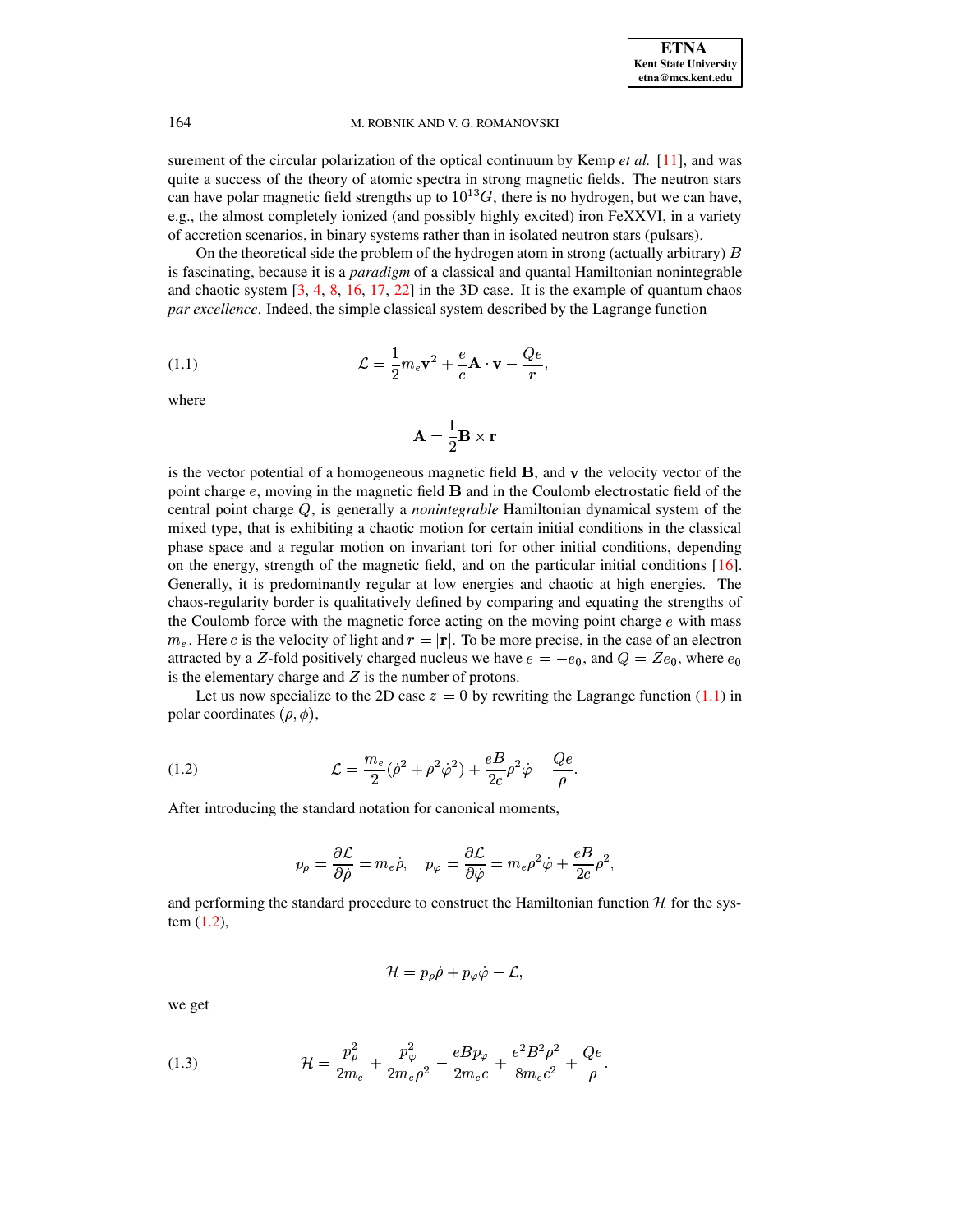surement of the circular polarization of the optical continuum by Kemp *et al.* [11], and was quite a success of the theory of atomic spectra in strong magnetic fields. The neutron stars can have polar magnetic field strengths up to $10^{13}G$, there is no hydrogen, but we can have, e.g., the almost completely ionized (and possibly highly excited) iron FeXXVI, in a variety of accretion scenarios, in binary systems rather than in isolated neutron stars (pulsars).

On the theoretical side the problem of the hydrogen atom in strong (actually arbitrary) $B$ is fascinating, because it is a *paradigm* of a classical and quantal Hamiltonian nonintegrable and chaotic system [3, 4, 8, 16, 17, 22] in the 3D case. It is the example of quantum chaos *par excellence*. Indeed, the simple classical system described by the Lagrange function

$$\mathcal{L} = \frac{1}{2} m_e \mathbf{v}^2 + \frac{e}{c}\mathbf{A}\cdot\mathbf{v} - \frac{Qe}{r}, \tag{1.1}$$

where

$$\mathbf{A} = \frac{1}{2}\mathbf{B}\times\mathbf{r}$$

is the vector potential of a homogeneous magnetic field $\mathbf{B}$, and $\mathbf{v}$ the velocity vector of the point charge $e$, moving in the magnetic field $\mathbf{B}$ and in the Coulomb electrostatic field of the central point charge $Q$, is generally a *nonintegrable* Hamiltonian dynamical system of the mixed type, that is exhibiting a chaotic motion for certain initial conditions in the classical phase space and a regular motion on invariant tori for other initial conditions, depending on the energy, strength of the magnetic field, and on the particular initial conditions [16]. Generally, it is predominantly regular at low energies and chaotic at high energies. The chaos-regularity border is qualitatively defined by comparing and equating the strengths of the Coulomb force with the magnetic force acting on the moving point charge $e$ with mass $m_e$. Here $c$ is the velocity of light and $r = |\mathbf{r}|$. To be more precise, in the case of an electron attracted by a $Z$-fold positively charged nucleus we have $e = -e_0$, and $Q = Ze_0$, where $e_0$ is the elementary charge and $Z$ is the number of protons.

Let us now specialize to the 2D case $z = 0$ by rewriting the Lagrange function (1.1) in polar coordinates $(\rho, \phi)$,

$$\mathcal{L} = \frac{m_e}{2}(\dot{\rho}^2 + \rho^2\dot{\varphi}^2) + \frac{eB}{2c}\rho^2\dot{\varphi} - \frac{Qe}{\rho}. \tag{1.2}$$

After introducing the standard notation for canonical moments,

$$p_\rho = \frac{\partial\mathcal{L}}{\partial\dot{\rho}} = m_e\dot{\rho}, \quad p_\varphi = \frac{\partial\mathcal{L}}{\partial\dot{\varphi}} = m_e\rho^2\dot{\varphi} + \frac{eB}{2c}\rho^2,$$

and performing the standard procedure to construct the Hamiltonian function $\mathcal{H}$ for the system (1.2),

$$\mathcal{H} = p_\rho\dot{\rho} + p_\varphi\dot{\varphi} - \mathcal{L},$$

we get

$$\mathcal{H} = \frac{p_\rho^2}{2m_e} + \frac{p_\varphi^2}{2m_e\rho^2} - \frac{eBp_\varphi}{2m_ec} + \frac{e^2B^2\rho^2}{8m_ec^2} + \frac{Qe}{\rho}. \tag{1.3}$$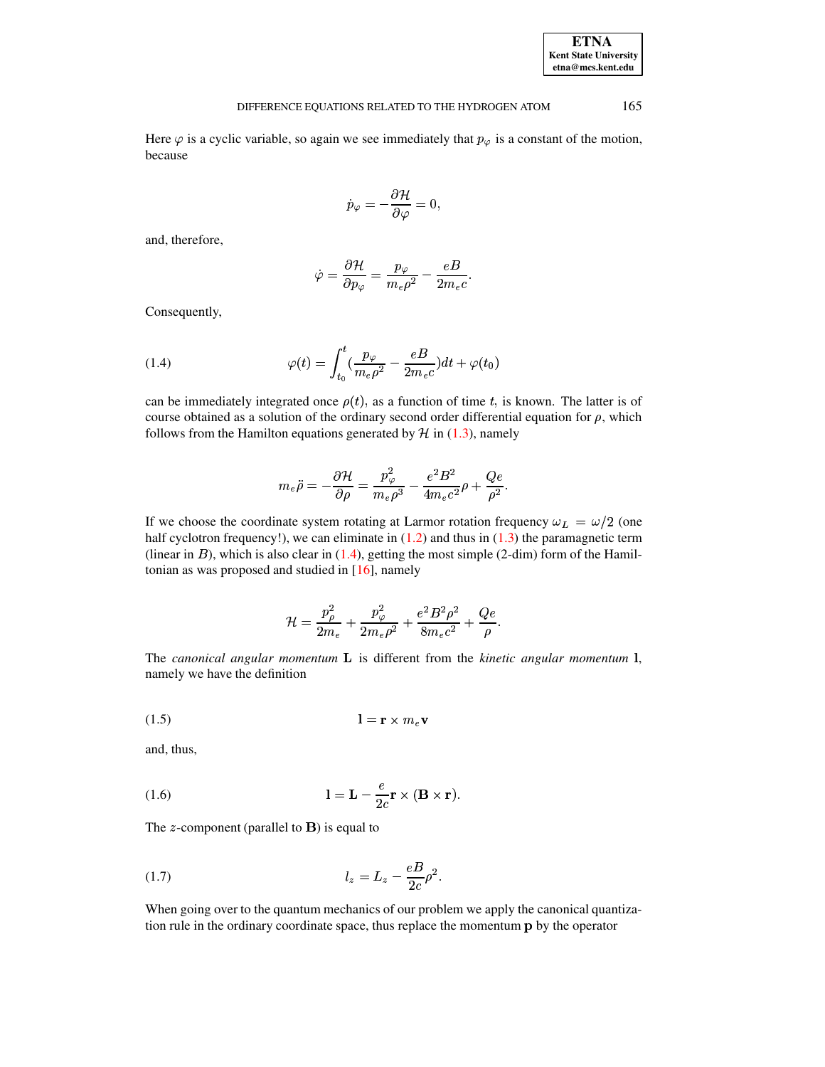Here $\varphi$ is a cyclic variable, so again we see immediately that $p_\varphi$ is a constant of the motion, because

$$\dot{p}_\varphi = -\frac{\partial \mathcal{H}}{\partial \varphi} = 0,$$

and, therefore,

$$\dot{\varphi} = \frac{\partial \mathcal{H}}{\partial p_\varphi} = \frac{p_\varphi}{m_e \rho^2} - \frac{eB}{2m_e c}.$$

Consequently,

$$\varphi(t) = \int_{t_0}^{t} (\frac{p_\varphi}{m_e \rho^2} - \frac{eB}{2m_e c}) dt + \varphi(t_0) \tag{1.4}$$

can be immediately integrated once $\rho(t)$, as a function of time $t$, is known. The latter is of course obtained as a solution of the ordinary second order differential equation for $\rho$, which follows from the Hamilton equations generated by $\mathcal{H}$ in (1.3), namely

$$m_e \ddot{\rho} = -\frac{\partial \mathcal{H}}{\partial \rho} = \frac{p_\varphi^2}{m_e \rho^3} - \frac{e^2 B^2}{4 m_e c^2} \rho + \frac{Qe}{\rho^2}.$$

If we choose the coordinate system rotating at Larmor rotation frequency $\omega_L = \omega/2$ (one half cyclotron frequency!), we can eliminate in (1.2) and thus in (1.3) the paramagnetic term (linear in $B$), which is also clear in (1.4), getting the most simple (2-dim) form of the Hamiltonian as was proposed and studied in [16], namely

$$\mathcal{H} = \frac{p_\rho^2}{2m_e} + \frac{p_\varphi^2}{2m_e \rho^2} + \frac{e^2 B^2 \rho^2}{8 m_e c^2} + \frac{Qe}{\rho}.$$

The *canonical angular momentum* $\mathbf{L}$ is different from the *kinetic angular momentum* $\mathbf{l}$, namely we have the definition

$$\mathbf{l} = \mathbf{r} \times m_e \mathbf{v} \tag{1.5}$$

and, thus,

$$\mathbf{l} = \mathbf{L} - \frac{e}{2c} \mathbf{r} \times (\mathbf{B} \times \mathbf{r}). \tag{1.6}$$

The $z$-component (parallel to $\mathbf{B}$) is equal to

$$l_z = L_z - \frac{eB}{2c} \rho^2. \tag{1.7}$$

When going over to the quantum mechanics of our problem we apply the canonical quantization rule in the ordinary coordinate space, thus replace the momentum $\mathbf{p}$ by the operator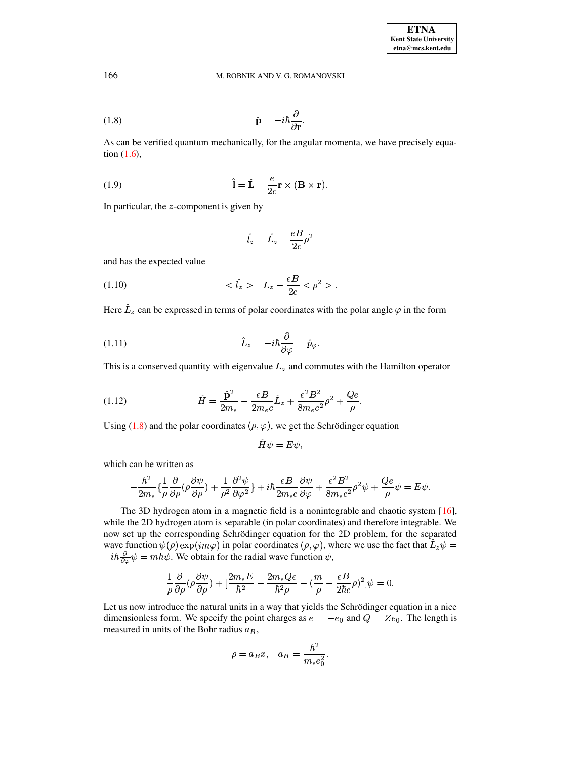$$\hat{\mathbf{p}} = -i\hbar\frac{\partial}{\partial \mathbf{r}}. \tag{1.8}$$

As can be verified quantum mechanically, for the angular momenta, we have precisely equation (1.6),

$$\hat{\mathbf{l}} = \hat{\mathbf{L}} - \frac{e}{2c}\mathbf{r} \times (\mathbf{B} \times \mathbf{r}). \tag{1.9}$$

In particular, the $z$-component is given by

$$\hat{l_z} = \hat{L_z} - \frac{eB}{2c}\rho^2$$

and has the expected value

$$<\hat{l_z}> = L_z - \frac{eB}{2c} <\rho^2>. \tag{1.10}$$

Here $\hat{L}_z$ can be expressed in terms of polar coordinates with the polar angle $\varphi$ in the form

$$\hat{L}_z = -i\hbar\frac{\partial}{\partial \varphi} = \hat{p}_\varphi. \tag{1.11}$$

This is a conserved quantity with eigenvalue $L_z$ and commutes with the Hamilton operator

$$\hat{H} = \frac{\hat{\mathbf{p}}^2}{2m_e} - \frac{eB}{2m_e c}\hat{L}_z + \frac{e^2B^2}{8m_e c^2}\rho^2 + \frac{Qe}{\rho}. \tag{1.12}$$

Using (1.8) and the polar coordinates $(\rho, \varphi)$, we get the Schrödinger equation

$$\hat{H}\psi = E\psi,$$

which can be written as

$$-\frac{\hbar^2}{2m_e}\{\frac{1}{\rho}\frac{\partial}{\partial\rho}(\rho\frac{\partial\psi}{\partial\rho}) + \frac{1}{\rho^2}\frac{\partial^2\psi}{\partial\varphi^2}\} + i\hbar\frac{eB}{2m_e c}\frac{\partial\psi}{\partial\varphi} + \frac{e^2B^2}{8m_e c^2}\rho^2\psi + \frac{Qe}{\rho}\psi = E\psi.$$

The 3D hydrogen atom in a magnetic field is a nonintegrable and chaotic system [16], while the 2D hydrogen atom is separable (in polar coordinates) and therefore integrable. We now set up the corresponding Schrödinger equation for the 2D problem, for the separated wave function $\psi(\rho)\exp(im\varphi)$ in polar coordinates $(\rho, \varphi)$, where we use the fact that $\hat{L}_z\psi = -i\hbar\frac{\partial}{\partial\varphi}\psi = m\hbar\psi$. We obtain for the radial wave function $\psi$,

$$\frac{1}{\rho}\frac{\partial}{\partial\rho}(\rho\frac{\partial\psi}{\partial\rho}) + [\frac{2m_e E}{\hbar^2} - \frac{2m_e Qe}{\hbar^2\rho} - (\frac{m}{\rho} - \frac{eB}{2\hbar c}\rho)^2]\psi = 0.$$

Let us now introduce the natural units in a way that yields the Schrödinger equation in a nice dimensionless form. We specify the point charges as $e = -e_0$ and $Q = Ze_0$. The length is measured in units of the Bohr radius $a_B$,

$$\rho = a_B x, \quad a_B = \frac{\hbar^2}{m_e e_0^2}.$$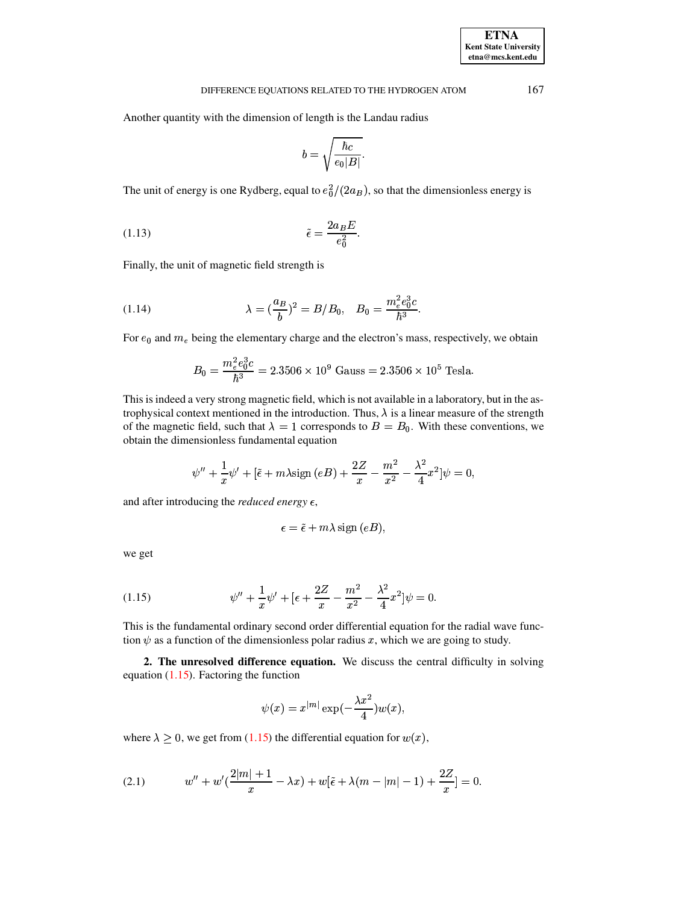Another quantity with the dimension of length is the Landau radius

$$b = \sqrt{\frac{\hbar c}{e_0 |B|}}.$$

The unit of energy is one Rydberg, equal to $e_0^2/(2a_B)$, so that the dimensionless energy is

$$\tilde{\epsilon} = \frac{2a_B E}{e_0^2}. \tag{1.13}$$

Finally, the unit of magnetic field strength is

$$\lambda = (\frac{a_B}{b})^2 = B/B_0, \quad B_0 = \frac{m_e^2 e_0^3 c}{\hbar^3}. \tag{1.14}$$

For $e_0$ and $m_e$ being the elementary charge and the electron's mass, respectively, we obtain

$$B_0 = \frac{m_e^2 e_0^3 c}{\hbar^3} = 2.3506 \times 10^9 \text{ Gauss} = 2.3506 \times 10^5 \text{ Tesla}.$$

This is indeed a very strong magnetic field, which is not available in a laboratory, but in the astrophysical context mentioned in the introduction. Thus, $\lambda$ is a linear measure of the strength of the magnetic field, such that $\lambda = 1$ corresponds to $B = B_0$. With these conventions, we obtain the dimensionless fundamental equation

$$\psi'' + \frac{1}{x}\psi' + [\tilde{\epsilon} + m\lambda \text{sign}\,(eB) + \frac{2Z}{x} - \frac{m^2}{x^2} - \frac{\lambda^2}{4}x^2]\psi = 0,$$

and after introducing the *reduced energy* $\epsilon$,

$$\epsilon = \tilde{\epsilon} + m\lambda\,\text{sign}\,(eB),$$

we get

$$\psi'' + \frac{1}{x}\psi' + [\epsilon + \frac{2Z}{x} - \frac{m^2}{x^2} - \frac{\lambda^2}{4}x^2]\psi = 0. \tag{1.15}$$

This is the fundamental ordinary second order differential equation for the radial wave function $\psi$ as a function of the dimensionless polar radius $x$, which we are going to study.

**2. The unresolved difference equation.** We discuss the central difficulty in solving equation (1.15). Factoring the function

$$\psi(x) = x^{|m|} \exp(-\frac{\lambda x^2}{4}) w(x),$$

where $\lambda \geq 0$, we get from (1.15) the differential equation for $w(x)$,

$$w'' + w'(\frac{2|m|+1}{x} - \lambda x) + w[\tilde{\epsilon} + \lambda(m - |m| - 1) + \frac{2Z}{x}] = 0. \tag{2.1}$$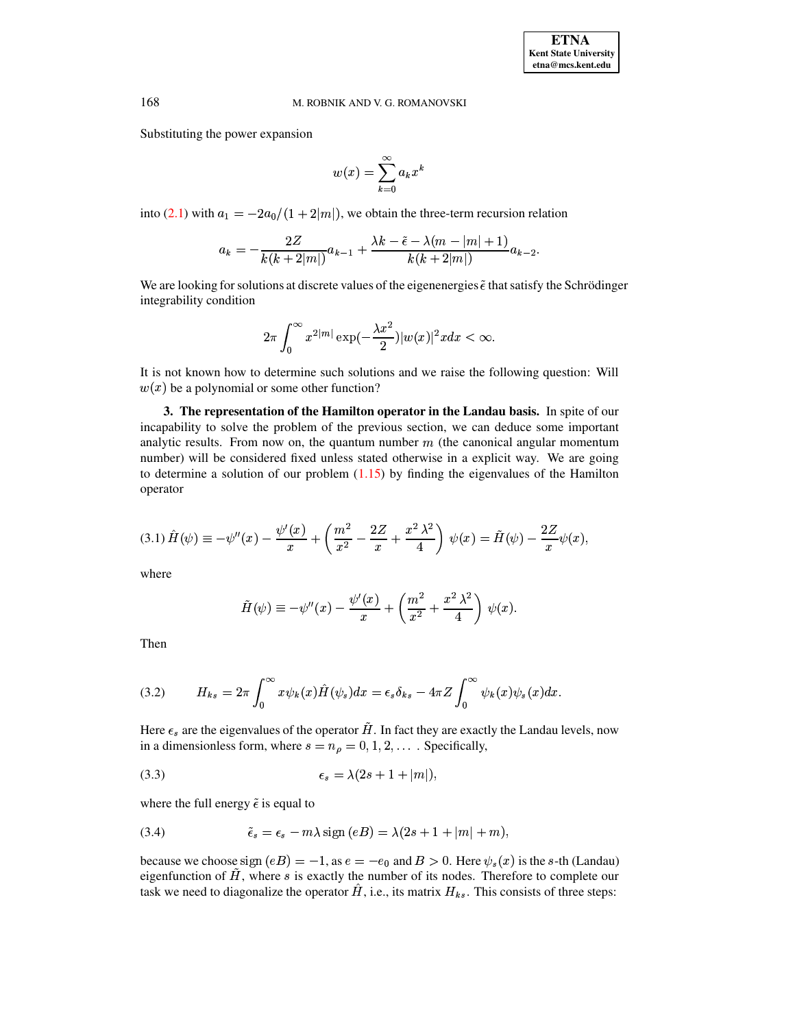Substituting the power expansion

$$w(x) = \sum_{k=0}^{\infty} a_k x^k$$

into (2.1) with $a_1 = -2a_0/(1+2|m|)$, we obtain the three-term recursion relation

$$a_k = -\frac{2Z}{k(k+2|m|)} a_{k-1} + \frac{\lambda k - \tilde{\epsilon} - \lambda(m - |m| + 1)}{k(k+2|m|)} a_{k-2}.$$

We are looking for solutions at discrete values of the eigenenergies $\tilde{\epsilon}$ that satisfy the Schrödinger integrability condition

$$2\pi \int_0^{\infty} x^{2|m|} \exp(-\frac{\lambda x^2}{2}) |w(x)|^2 x dx < \infty.$$

It is not known how to determine such solutions and we raise the following question: Will $w(x)$ be a polynomial or some other function?

**3. The representation of the Hamilton operator in the Landau basis.** In spite of our incapability to solve the problem of the previous section, we can deduce some important analytic results. From now on, the quantum number $m$ (the canonical angular momentum number) will be considered fixed unless stated otherwise in a explicit way. We are going to determine a solution of our problem (1.15) by finding the eigenvalues of the Hamilton operator

$$\hat{H}(\psi) \equiv -\psi''(x) - \frac{\psi'(x)}{x} + \left(\frac{m^2}{x^2} - \frac{2Z}{x} + \frac{x^2\lambda^2}{4}\right)\psi(x) = \tilde{H}(\psi) - \frac{2Z}{x}\psi(x), \tag{3.1}$$

where

$$\tilde{H}(\psi) \equiv -\psi''(x) - \frac{\psi'(x)}{x} + \left(\frac{m^2}{x^2} + \frac{x^2\lambda^2}{4}\right)\psi(x).$$

Then

$$H_{ks} = 2\pi \int_0^{\infty} x\psi_k(x)\hat{H}(\psi_s)dx = \epsilon_s \delta_{ks} - 4\pi Z \int_0^{\infty} \psi_k(x)\psi_s(x)dx. \tag{3.2}$$

Here $\epsilon_s$ are the eigenvalues of the operator $\tilde{H}$. In fact they are exactly the Landau levels, now in a dimensionless form, where $s = n_\rho = 0, 1, 2, \dots$ . Specifically,

$$\epsilon_s = \lambda(2s + 1 + |m|), \tag{3.3}$$

where the full energy $\tilde{\epsilon}$ is equal to

$$\tilde{\epsilon}_s = \epsilon_s - m\lambda \,\mathrm{sign}\,(eB) = \lambda(2s + 1 + |m| + m), \tag{3.4}$$

because we choose $\mathrm{sign}\,(eB) = -1$, as $e = -e_0$ and $B > 0$. Here $\psi_s(x)$ is the $s$-th (Landau) eigenfunction of $\tilde{H}$, where $s$ is exactly the number of its nodes. Therefore to complete our task we need to diagonalize the operator $\hat{H}$, i.e., its matrix $H_{ks}$. This consists of three steps: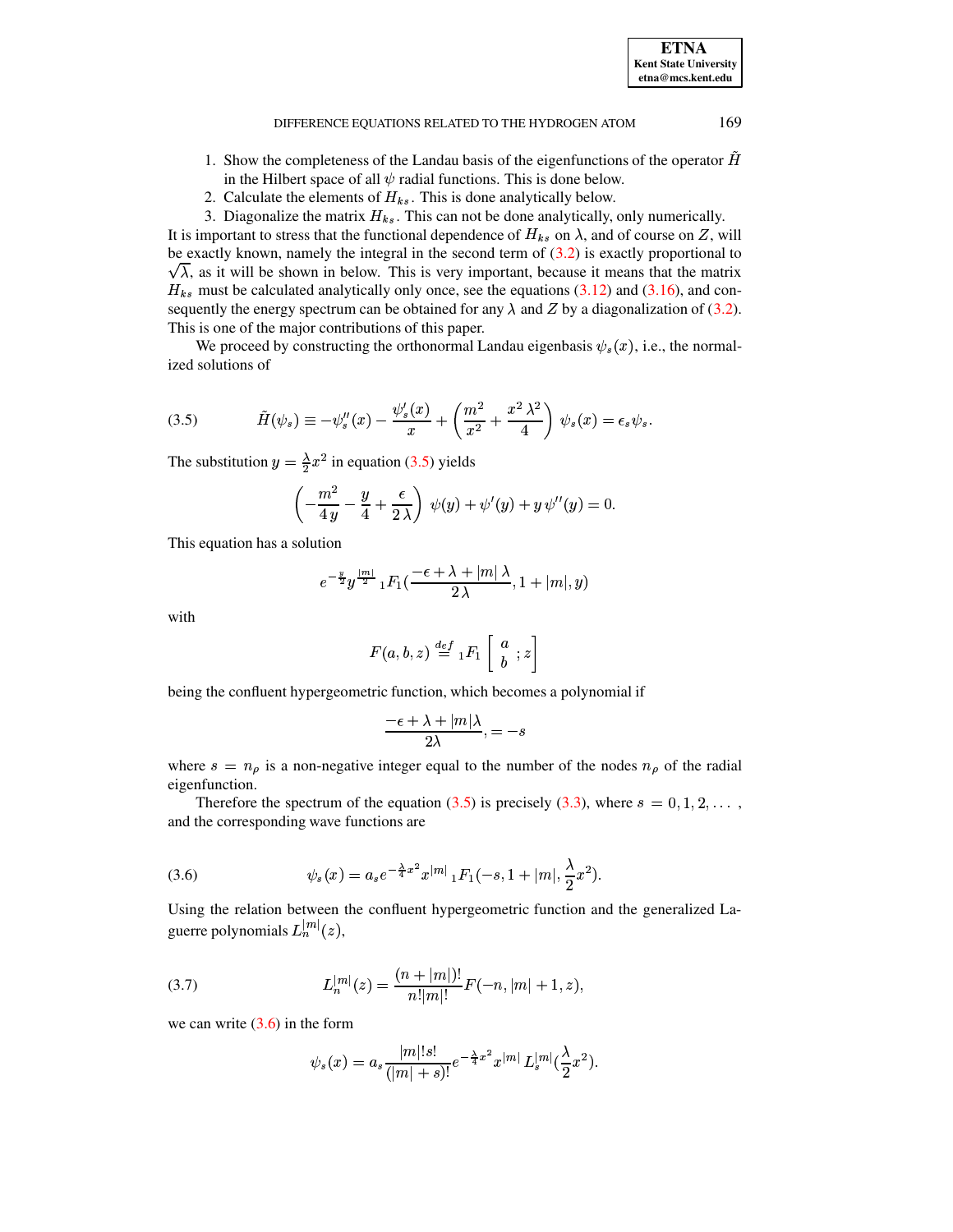1. Show the completeness of the Landau basis of the eigenfunctions of the operator $\tilde{H}$ in the Hilbert space of all $\psi$ radial functions. This is done below.
2. Calculate the elements of $H_{ks}$. This is done analytically below.
3. Diagonalize the matrix $H_{ks}$. This can not be done analytically, only numerically.

It is important to stress that the functional dependence of $H_{ks}$ on $\lambda$, and of course on $Z$, will be exactly known, namely the integral in the second term of (3.2) is exactly proportional to $\sqrt{\lambda}$, as it will be shown in below. This is very important, because it means that the matrix $H_{ks}$ must be calculated analytically only once, see the equations (3.12) and (3.16), and consequently the energy spectrum can be obtained for any $\lambda$ and $Z$ by a diagonalization of (3.2). This is one of the major contributions of this paper.

We proceed by constructing the orthonormal Landau eigenbasis $\psi_s(x)$, i.e., the normalized solutions of

$$\tilde{H}(\psi_s) \equiv -\psi_s''(x) - \frac{\psi_s'(x)}{x} + \left(\frac{m^2}{x^2} + \frac{x^2\,\lambda^2}{4}\right)\,\psi_s(x) = \epsilon_s \psi_s. \tag{3.5}$$

The substitution $y = \frac{\lambda}{2}x^2$ in equation (3.5) yields

$$\left(-\frac{m^2}{4\,y} - \frac{y}{4} + \frac{\epsilon}{2\,\lambda}\right)\,\psi(y) + \psi'(y) + y\,\psi''(y) = 0.$$

This equation has a solution

$$e^{-\frac{y}{2}} y^{\frac{|m|}{2}}\,{}_1F_1\left(\frac{-\epsilon + \lambda + |m|\,\lambda}{2\,\lambda}, 1 + |m|, y\right)$$

with

$$F(a, b, z) \stackrel{def}{=} {}_1F_1\left[\begin{array}{c} a \\ b \end{array};z\right]$$

being the confluent hypergeometric function, which becomes a polynomial if

$$\frac{-\epsilon + \lambda + |m|\lambda}{2\lambda}, = -s$$

where $s = n_\rho$ is a non-negative integer equal to the number of the nodes $n_\rho$ of the radial eigenfunction.

Therefore the spectrum of the equation (3.5) is precisely (3.3), where $s = 0, 1, 2, \ldots$ , and the corresponding wave functions are

$$\psi_s(x) = a_s e^{-\frac{\lambda}{4}x^2} x^{|m|}\,{}_1F_1(-s, 1 + |m|, \frac{\lambda}{2}x^2). \tag{3.6}$$

Using the relation between the confluent hypergeometric function and the generalized Laguerre polynomials $L_n^{|m|}(z)$,

$$L_n^{|m|}(z) = \frac{(n + |m|)!}{n!|m|!} F(-n, |m| + 1, z), \tag{3.7}$$

we can write (3.6) in the form

$$\psi_s(x) = a_s \frac{|m|!s!}{(|m| + s)!} e^{-\frac{\lambda}{4}x^2} x^{|m|}\,L_s^{|m|}(\frac{\lambda}{2}x^2).$$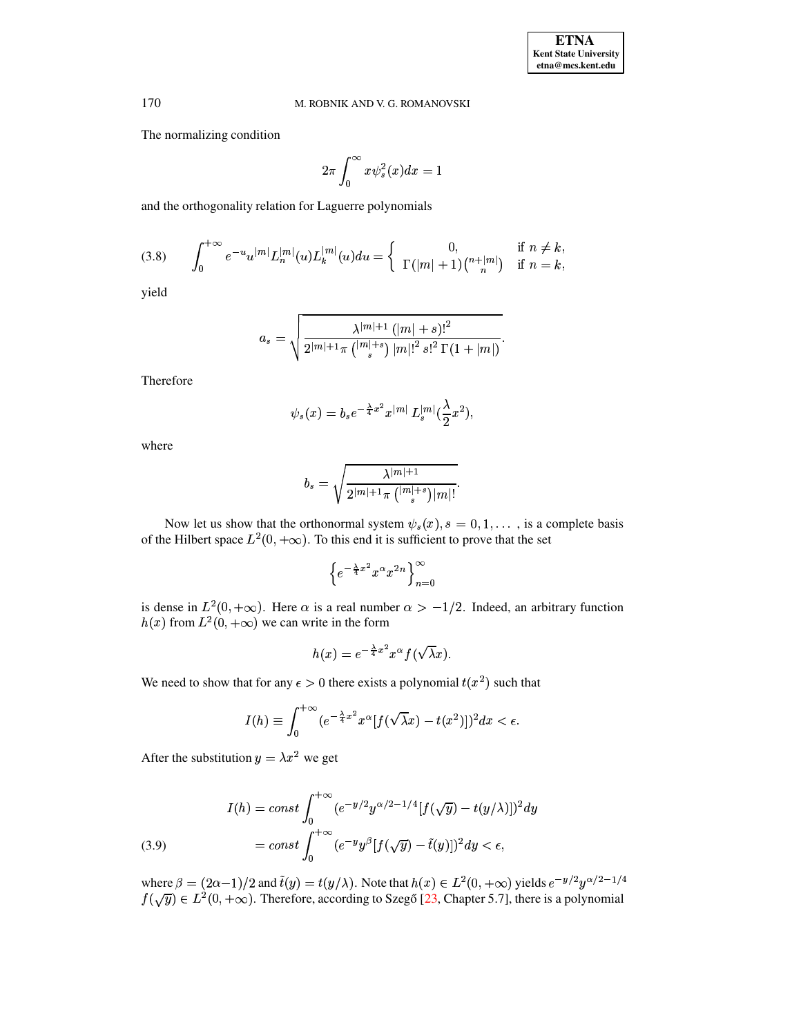The normalizing condition

$$2\pi \int_0^{\infty} x\psi_s^2(x)dx = 1$$

and the orthogonality relation for Laguerre polynomials

$$\int_0^{+\infty} e^{-u} u^{|m|} L_n^{|m|}(u) L_k^{|m|}(u) du = \begin{cases} 0, & \text{if } n \neq k, \\ \Gamma(|m|+1)\binom{n+|m|}{n} & \text{if } n = k, \end{cases} \tag{3.8}$$

yield

$$a_s = \sqrt{\frac{\lambda^{|m|+1}\,(|m|+s)!^2}{2^{|m|+1}\pi\binom{|m|+s}{s}\,|m|!^2\,s!^2\,\Gamma(1+|m|)}}.$$

Therefore

$$\psi_s(x) = b_s e^{-\frac{\lambda}{4}x^2} x^{|m|}\, L_s^{|m|}(\frac{\lambda}{2}x^2),$$

where

$$b_s = \sqrt{\frac{\lambda^{|m|+1}}{2^{|m|+1}\pi\binom{|m|+s}{s}|m|!}}.$$

Now let us show that the orthonormal system $\psi_s(x), s = 0, 1, \ldots$ , is a complete basis of the Hilbert space $L^2(0, +\infty)$. To this end it is sufficient to prove that the set

$$\left\{ e^{-\frac{\lambda}{4}x^2} x^{\alpha} x^{2n} \right\}_{n=0}^{\infty}$$

is dense in $L^2(0, +\infty)$. Here $\alpha$ is a real number $\alpha > -1/2$. Indeed, an arbitrary function $h(x)$ from $L^2(0, +\infty)$ we can write in the form

$$h(x) = e^{-\frac{\lambda}{4}x^2} x^{\alpha} f(\sqrt{\lambda}x).$$

We need to show that for any $\epsilon > 0$ there exists a polynomial $t(x^2)$ such that

$$I(h) \equiv \int_0^{+\infty} (e^{-\frac{\lambda}{4}x^2} x^{\alpha}[f(\sqrt{\lambda}x) - t(x^2)])^2 dx < \epsilon.$$

After the substitution $y = \lambda x^2$ we get

$$\begin{aligned} I(h) &= const \int_0^{+\infty} (e^{-y/2} y^{\alpha/2-1/4}[f(\sqrt{y}) - t(y/\lambda)])^2 dy \\ &= const \int_0^{+\infty} (e^{-y} y^{\beta}[f(\sqrt{y}) - \tilde{t}(y)])^2 dy < \epsilon, \end{aligned} \tag{3.9}$$

where $\beta = (2\alpha - 1)/2$ and $\tilde{t}(y) = t(y/\lambda)$. Note that $h(x) \in L^2(0, +\infty)$ yields $e^{-y/2} y^{\alpha/2-1/4} f(\sqrt{y}) \in L^2(0, +\infty)$. Therefore, according to Szegő [23, Chapter 5.7], there is a polynomial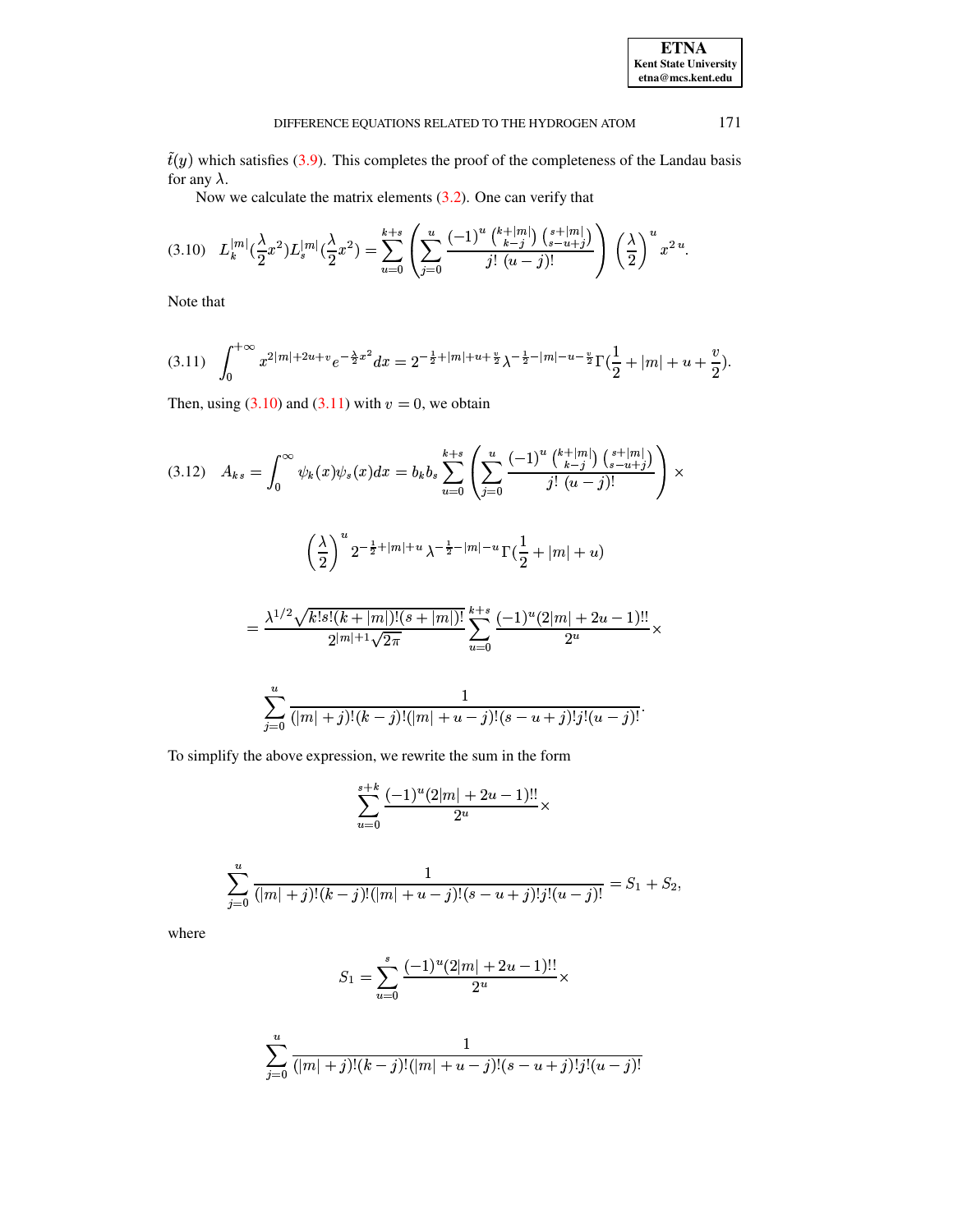$\tilde{t}(y)$ which satisfies (3.9). This completes the proof of the completeness of the Landau basis for any $\lambda$.

Now we calculate the matrix elements (3.2). One can verify that

$$L_k^{|m|}(\frac{\lambda}{2}x^2)L_s^{|m|}(\frac{\lambda}{2}x^2) = \sum_{u=0}^{k+s}\left(\sum_{j=0}^{u}\frac{(-1)^u\binom{k+|m|}{k-j}\binom{s+|m|}{s-u+j}}{j!\,(u-j)!}\right)\left(\frac{\lambda}{2}\right)^u x^{2\,u}. \tag{3.10}$$

Note that

$$\int_0^{+\infty} x^{2|m|+2u+v}e^{-\frac{\lambda}{2}x^2}dx = 2^{-\frac{1}{2}+|m|+u+\frac{v}{2}}\lambda^{-\frac{1}{2}-|m|-u-\frac{v}{2}}\Gamma(\frac{1}{2}+|m|+u+\frac{v}{2}). \tag{3.11}$$

Then, using (3.10) and (3.11) with $v=0$, we obtain

$$\begin{aligned}
A_{ks} = \int_0^{\infty}\psi_k(x)\psi_s(x)dx &= b_k b_s\sum_{u=0}^{k+s}\left(\sum_{j=0}^{u}\frac{(-1)^u\binom{k+|m|}{k-j}\binom{s+|m|}{s-u+j}}{j!\,(u-j)!}\right)\times \\
&\qquad \left(\frac{\lambda}{2}\right)^u 2^{-\frac{1}{2}+|m|+u}\,\lambda^{-\frac{1}{2}-|m|-u}\,\Gamma(\frac{1}{2}+|m|+u) \\
&= \frac{\lambda^{1/2}\sqrt{k!s!(k+|m|)!(s+|m|)!}}{2^{|m|+1}\sqrt{2\pi}}\sum_{u=0}^{k+s}\frac{(-1)^u(2|m|+2u-1)!!}{2^u}\times \\
&\qquad \sum_{j=0}^{u}\frac{1}{(|m|+j)!(k-j)!(|m|+u-j)!(s-u+j)!j!(u-j)!}.
\end{aligned} \tag{3.12}$$

To simplify the above expression, we rewrite the sum in the form

$$\sum_{u=0}^{s+k}\frac{(-1)^u(2|m|+2u-1)!!}{2^u}\times$$

$$\sum_{j=0}^{u}\frac{1}{(|m|+j)!(k-j)!(|m|+u-j)!(s-u+j)!j!(u-j)!} = S_1+S_2,$$

where

$$S_1 = \sum_{u=0}^{s}\frac{(-1)^u(2|m|+2u-1)!!}{2^u}\times$$

$$\sum_{j=0}^{u}\frac{1}{(|m|+j)!(k-j)!(|m|+u-j)!(s-u+j)!j!(u-j)!}$$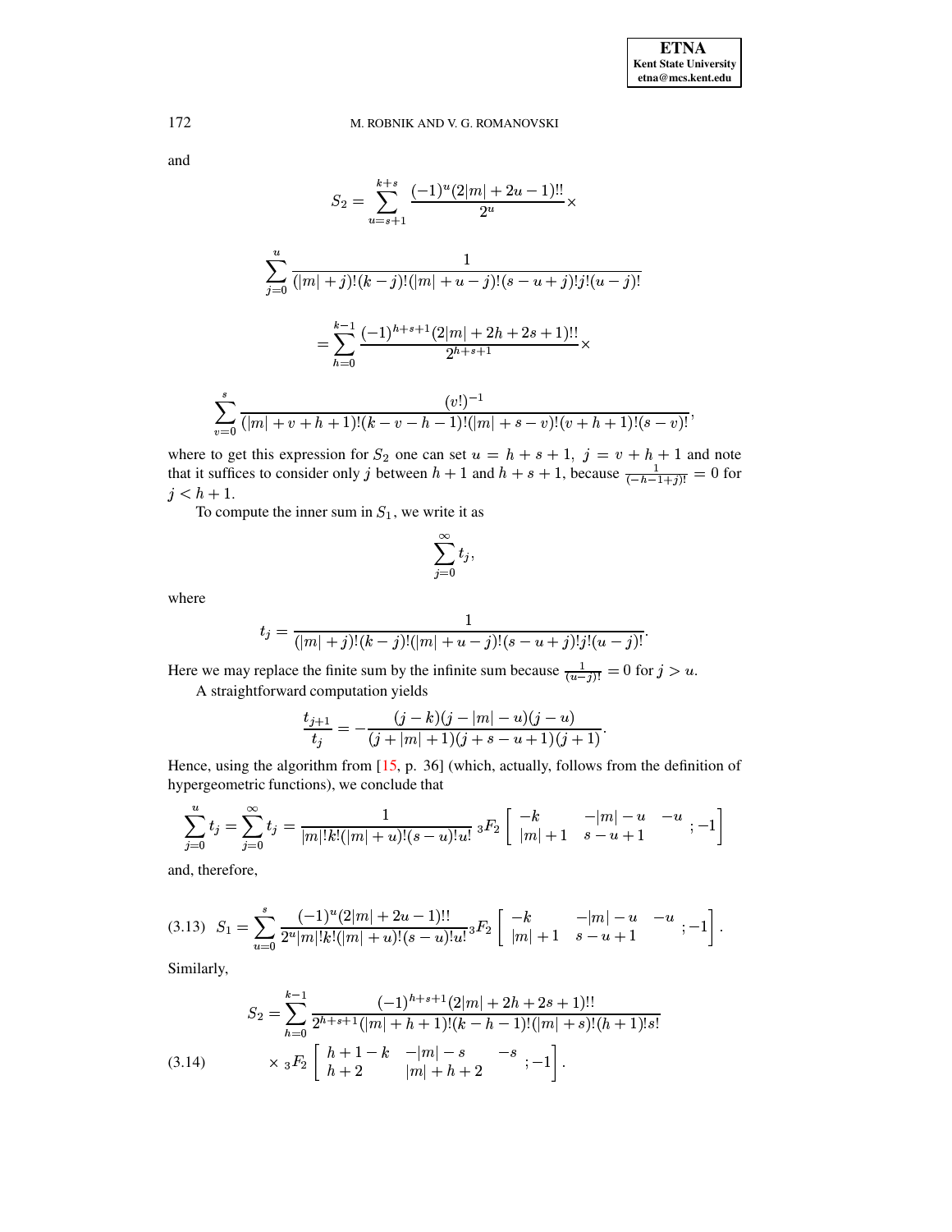and

$$S_2 = \sum_{u=s+1}^{k+s} \frac{(-1)^u (2|m|+2u-1)!!}{2^u} \times$$

$$\sum_{j=0}^{u} \frac{1}{(|m|+j)!(k-j)!(|m|+u-j)!(s-u+j)!j!(u-j)!}$$

$$= \sum_{h=0}^{k-1} \frac{(-1)^{h+s+1}(2|m|+2h+2s+1)!!}{2^{h+s+1}} \times$$

$$\sum_{v=0}^{s} \frac{(v!)^{-1}}{(|m|+v+h+1)!(k-v-h-1)!(|m|+s-v)!(v+h+1)!(s-v)!},$$

where to get this expression for $S_2$ one can set $u = h+s+1,\ j = v+h+1$ and note that it suffices to consider only $j$ between $h+1$ and $h+s+1$, because $\frac{1}{(-h-1+j)!} = 0$ for $j < h+1$.

To compute the inner sum in $S_1$, we write it as

$$\sum_{j=0}^{\infty} t_j,$$

where

$$t_j = \frac{1}{(|m|+j)!(k-j)!(|m|+u-j)!(s-u+j)!j!(u-j)!}.$$

Here we may replace the finite sum by the infinite sum because $\frac{1}{(u-j)!} = 0$ for $j > u$.

A straightforward computation yields

$$\frac{t_{j+1}}{t_j} = -\frac{(j-k)(j-|m|-u)(j-u)}{(j+|m|+1)(j+s-u+1)(j+1)}.$$

Hence, using the algorithm from [15, p. 36] (which, actually, follows from the definition of hypergeometric functions), we conclude that

$$\sum_{j=0}^{u} t_j = \sum_{j=0}^{\infty} t_j = \frac{1}{|m|!k!(|m|+u)!(s-u)!u!}\, {}_3F_2 \left[ \begin{matrix} -k & -|m|-u & -u \\ |m|+1 & s-u+1 & \end{matrix} ; -1 \right]$$

and, therefore,

$$S_1 = \sum_{u=0}^{s} \frac{(-1)^u (2|m|+2u-1)!!}{2^u |m|!k!(|m|+u)!(s-u)!u!}\, {}_3F_2 \left[ \begin{matrix} -k & -|m|-u & -u \\ |m|+1 & s-u+1 & \end{matrix} ; -1 \right]. \tag{3.13}$$

Similarly,

$$S_2 = \sum_{h=0}^{k-1} \frac{(-1)^{h+s+1}(2|m|+2h+2s+1)!!}{2^{h+s+1}(|m|+h+1)!(k-h-1)!(|m|+s)!(h+1)!s!} \times {}_3F_2 \left[ \begin{matrix} h+1-k & -|m|-s & -s \\ h+2 & |m|+h+2 & \end{matrix} ; -1 \right]. \tag{3.14}$$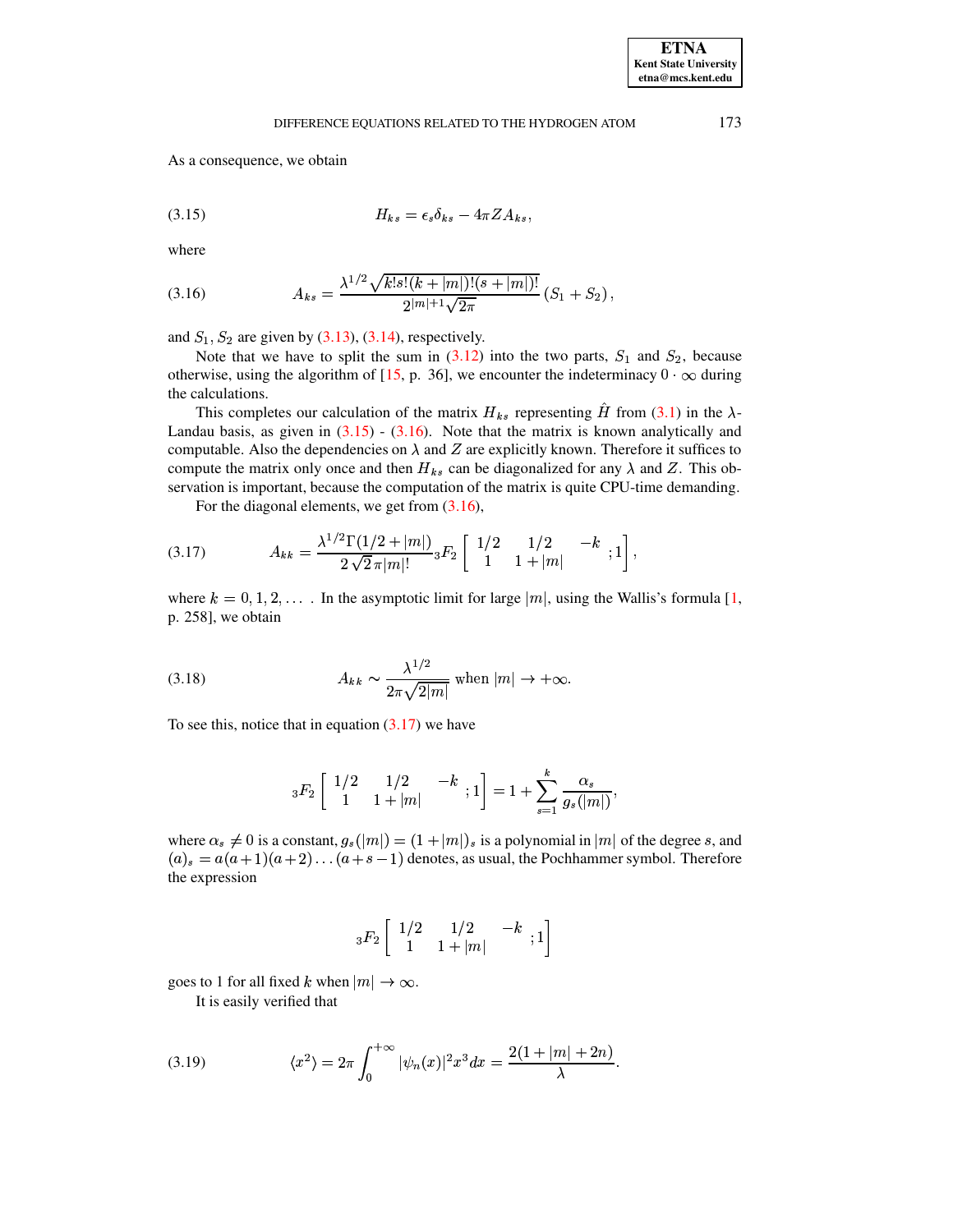As a consequence, we obtain

$$H_{ks} = \epsilon_s \delta_{ks} - 4\pi Z A_{ks}, \tag{3.15}$$

where

$$A_{ks} = \frac{\lambda^{1/2}\sqrt{k!s!(k+|m|)!(s+|m|)!}}{2^{|m|+1}\sqrt{2\pi}}\left(S_1 + S_2\right), \tag{3.16}$$

and $S_1$, $S_2$ are given by (3.13), (3.14), respectively.

Note that we have to split the sum in (3.12) into the two parts, $S_1$ and $S_2$, because otherwise, using the algorithm of [15, p. 36], we encounter the indeterminacy $0 \cdot \infty$ during the calculations.

This completes our calculation of the matrix $H_{ks}$ representing $\hat{H}$ from (3.1) in the $\lambda$-Landau basis, as given in (3.15) - (3.16). Note that the matrix is known analytically and computable. Also the dependencies on $\lambda$ and $Z$ are explicitly known. Therefore it suffices to compute the matrix only once and then $H_{ks}$ can be diagonalized for any $\lambda$ and $Z$. This observation is important, because the computation of the matrix is quite CPU-time demanding.

For the diagonal elements, we get from (3.16),

$$A_{kk} = \frac{\lambda^{1/2}\Gamma(1/2+|m|)}{2\sqrt{2}\,\pi|m|!}\,{}_3F_2\left[\begin{array}{ccc} 1/2 & 1/2 & -k \\ 1 & 1+|m| & \end{array};1\right], \tag{3.17}$$

where $k = 0, 1, 2, \ldots$ . In the asymptotic limit for large $|m|$, using the Wallis's formula [1, p. 258], we obtain

$$A_{kk} \sim \frac{\lambda^{1/2}}{2\pi\sqrt{2|m|}} \text{ when } |m| \to +\infty. \tag{3.18}$$

To see this, notice that in equation (3.17) we have

$${}_3F_2\left[\begin{array}{ccc} 1/2 & 1/2 & -k \\ 1 & 1+|m| & \end{array};1\right] = 1 + \sum_{s=1}^{k} \frac{\alpha_s}{g_s(|m|)},$$

where $\alpha_s \neq 0$ is a constant, $g_s(|m|) = (1+|m|)_s$ is a polynomial in $|m|$ of the degree $s$, and $(a)_s = a(a+1)(a+2)\ldots(a+s-1)$ denotes, as usual, the Pochhammer symbol. Therefore the expression

$${}_3F_2\left[\begin{array}{ccc} 1/2 & 1/2 & -k \\ 1 & 1+|m| & \end{array};1\right]$$

goes to 1 for all fixed $k$ when $|m| \to \infty$.

It is easily verified that

$$\langle x^2 \rangle = 2\pi \int_0^{+\infty} |\psi_n(x)|^2 x^3 dx = \frac{2(1+|m|+2n)}{\lambda}. \tag{3.19}$$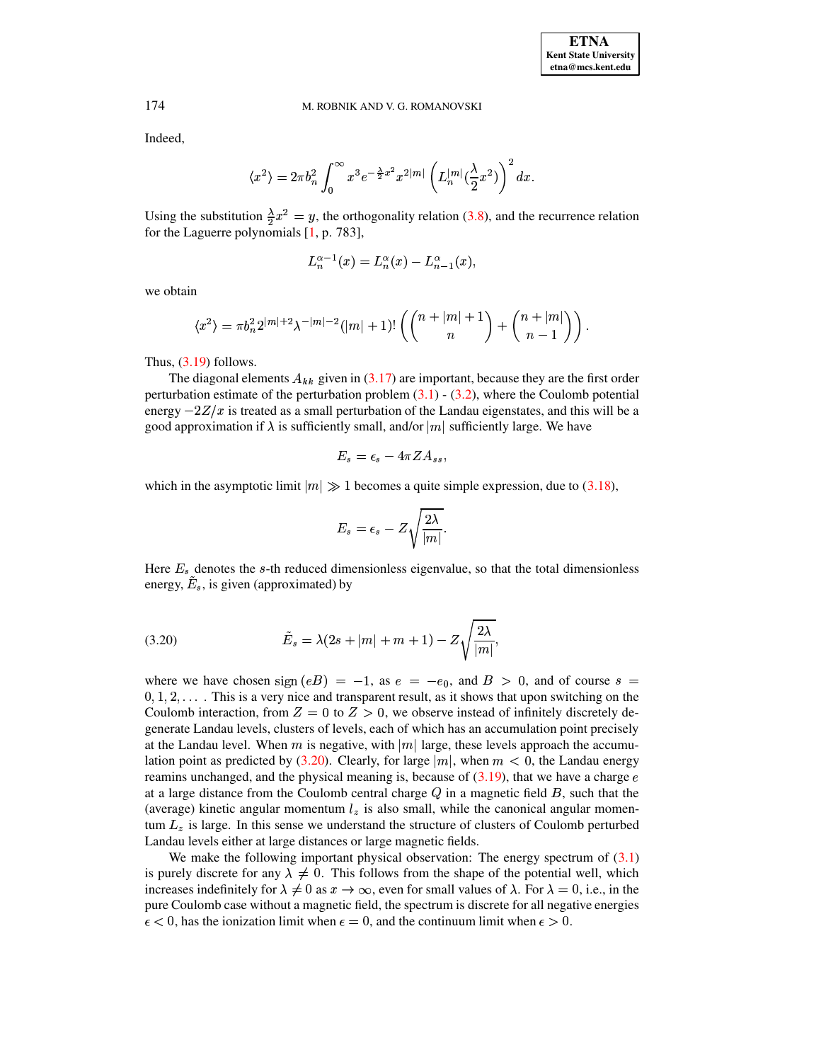Indeed,

$$\langle x^2 \rangle = 2\pi b_n^2 \int_0^\infty x^3 e^{-\frac{\lambda}{2}x^2} x^{2|m|} \left( L_n^{|m|}(\frac{\lambda}{2}x^2) \right)^2 dx.$$

Using the substitution $\frac{\lambda}{2}x^2 = y$, the orthogonality relation (3.8), and the recurrence relation for the Laguerre polynomials [1, p. 783],

$$L_n^{\alpha-1}(x) = L_n^\alpha(x) - L_{n-1}^\alpha(x),$$

we obtain

$$\langle x^2 \rangle = \pi b_n^2 2^{|m|+2} \lambda^{-|m|-2} (|m|+1)! \left( \binom{n+|m|+1}{n} + \binom{n+|m|}{n-1} \right).$$

Thus, (3.19) follows.

The diagonal elements $A_{kk}$ given in (3.17) are important, because they are the first order perturbation estimate of the perturbation problem (3.1) - (3.2), where the Coulomb potential energy $-2Z/x$ is treated as a small perturbation of the Landau eigenstates, and this will be a good approximation if $\lambda$ is sufficiently small, and/or $|m|$ sufficiently large. We have

$$E_s = \epsilon_s - 4\pi Z A_{ss},$$

which in the asymptotic limit $|m| \gg 1$ becomes a quite simple expression, due to (3.18),

$$E_s = \epsilon_s - Z\sqrt{\frac{2\lambda}{|m|}}.$$

Here $E_s$ denotes the $s$-th reduced dimensionless eigenvalue, so that the total dimensionless energy, $\tilde{E}_s$, is given (approximated) by

$$\tilde{E}_s = \lambda(2s + |m| + m + 1) - Z\sqrt{\frac{2\lambda}{|m|}}, \tag{3.20}$$

where we have chosen sign $(eB) = -1$, as $e = -e_0$, and $B > 0$, and of course $s = 0, 1, 2, \ldots$ . This is a very nice and transparent result, as it shows that upon switching on the Coulomb interaction, from $Z = 0$ to $Z > 0$, we observe instead of infinitely discretely degenerate Landau levels, clusters of levels, each of which has an accumulation point precisely at the Landau level. When $m$ is negative, with $|m|$ large, these levels approach the accumulation point as predicted by (3.20). Clearly, for large $|m|$, when $m < 0$, the Landau energy reamins unchanged, and the physical meaning is, because of (3.19), that we have a charge $e$ at a large distance from the Coulomb central charge $Q$ in a magnetic field $B$, such that the (average) kinetic angular momentum $l_z$ is also small, while the canonical angular momentum $L_z$ is large. In this sense we understand the structure of clusters of Coulomb perturbed Landau levels either at large distances or large magnetic fields.

We make the following important physical observation: The energy spectrum of (3.1) is purely discrete for any $\lambda \neq 0$. This follows from the shape of the potential well, which increases indefinitely for $\lambda \neq 0$ as $x \to \infty$, even for small values of $\lambda$. For $\lambda = 0$, i.e., in the pure Coulomb case without a magnetic field, the spectrum is discrete for all negative energies $\epsilon < 0$, has the ionization limit when $\epsilon = 0$, and the continuum limit when $\epsilon > 0$.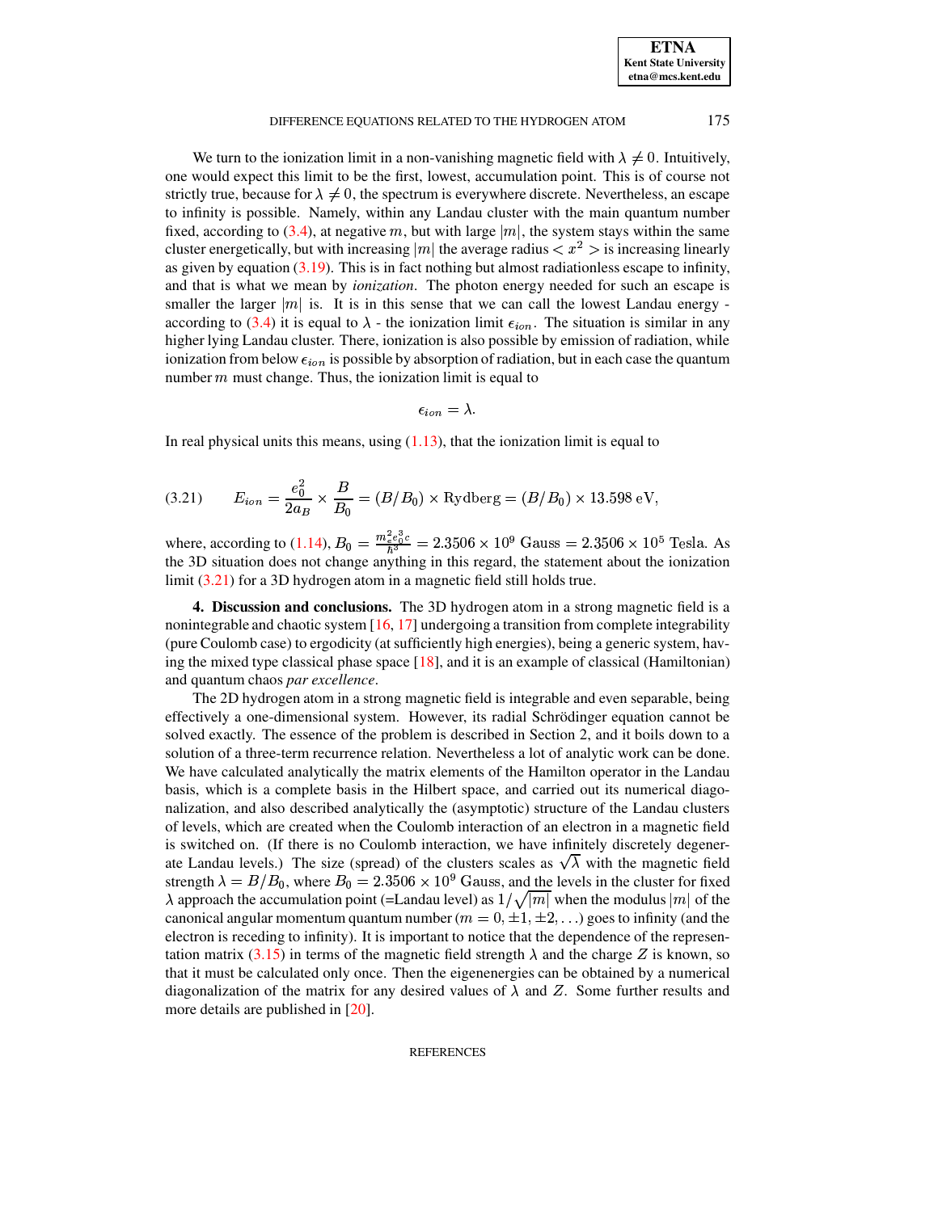We turn to the ionization limit in a non-vanishing magnetic field with $\lambda \neq 0$. Intuitively, one would expect this limit to be the first, lowest, accumulation point. This is of course not strictly true, because for $\lambda \neq 0$, the spectrum is everywhere discrete. Nevertheless, an escape to infinity is possible. Namely, within any Landau cluster with the main quantum number fixed, according to (3.4), at negative $m$, but with large $|m|$, the system stays within the same cluster energetically, but with increasing $|m|$ the average radius $< x^2 >$ is increasing linearly as given by equation (3.19). This is in fact nothing but almost radiationless escape to infinity, and that is what we mean by *ionization*. The photon energy needed for such an escape is smaller the larger $|m|$ is. It is in this sense that we can call the lowest Landau energy - according to (3.4) it is equal to $\lambda$ - the ionization limit $\epsilon_{ion}$. The situation is similar in any higher lying Landau cluster. There, ionization is also possible by emission of radiation, while ionization from below $\epsilon_{ion}$ is possible by absorption of radiation, but in each case the quantum number $m$ must change. Thus, the ionization limit is equal to

$$\epsilon_{ion} = \lambda.$$

In real physical units this means, using (1.13), that the ionization limit is equal to

$$E_{ion} = \frac{e_0^2}{2a_B} \times \frac{B}{B_0} = (B/B_0) \times \text{Rydberg} = (B/B_0) \times 13.598 \text{ eV}, \tag{3.21}$$

where, according to (1.14), $B_0 = \frac{m_e^2 e_0^3 c}{\hbar^3} = 2.3506 \times 10^9$ Gauss $= 2.3506 \times 10^5$ Tesla. As the 3D situation does not change anything in this regard, the statement about the ionization limit (3.21) for a 3D hydrogen atom in a magnetic field still holds true.

**4. Discussion and conclusions.** The 3D hydrogen atom in a strong magnetic field is a nonintegrable and chaotic system [16, 17] undergoing a transition from complete integrability (pure Coulomb case) to ergodicity (at sufficiently high energies), being a generic system, having the mixed type classical phase space [18], and it is an example of classical (Hamiltonian) and quantum chaos *par excellence*.

The 2D hydrogen atom in a strong magnetic field is integrable and even separable, being effectively a one-dimensional system. However, its radial Schrödinger equation cannot be solved exactly. The essence of the problem is described in Section 2, and it boils down to a solution of a three-term recurrence relation. Nevertheless a lot of analytic work can be done. We have calculated analytically the matrix elements of the Hamilton operator in the Landau basis, which is a complete basis in the Hilbert space, and carried out its numerical diagonalization, and also described analytically the (asymptotic) structure of the Landau clusters of levels, which are created when the Coulomb interaction of an electron in a magnetic field is switched on. (If there is no Coulomb interaction, we have infinitely discretely degenerate Landau levels.) The size (spread) of the clusters scales as $\sqrt{\lambda}$ with the magnetic field strength $\lambda = B/B_0$, where $B_0 = 2.3506 \times 10^9$ Gauss, and the levels in the cluster for fixed $\lambda$ approach the accumulation point (=Landau level) as $1/\sqrt{|m|}$ when the modulus $|m|$ of the canonical angular momentum quantum number ($m = 0, \pm 1, \pm 2, \ldots$) goes to infinity (and the electron is receding to infinity). It is important to notice that the dependence of the representation matrix (3.15) in terms of the magnetic field strength $\lambda$ and the charge $Z$ is known, so that it must be calculated only once. Then the eigenenergies can be obtained by a numerical diagonalization of the matrix for any desired values of $\lambda$ and $Z$. Some further results and more details are published in [20].

REFERENCES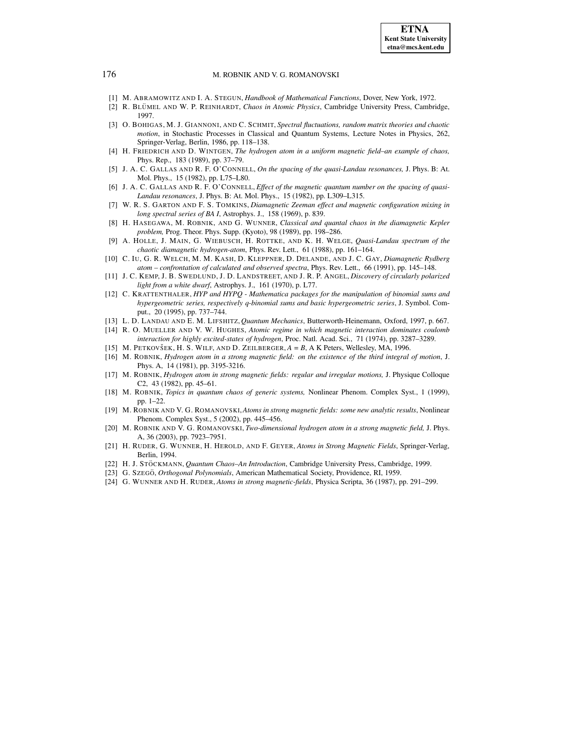[1] M. ABRAMOWITZ AND I. A. STEGUN, *Handbook of Mathematical Functions*, Dover, New York, 1972.

[2] R. BLÜMEL AND W. P. REINHARDT, *Chaos in Atomic Physics*, Cambridge University Press, Cambridge, 1997.

[3] O. BOHIGAS, M. J. GIANNONI, AND C. SCHMIT, *Spectral fluctuations, random matrix theories and chaotic motion*, in Stochastic Processes in Classical and Quantum Systems, Lecture Notes in Physics, 262, Springer-Verlag, Berlin, 1986, pp. 118–138.

[4] H. FRIEDRICH AND D. WINTGEN, *The hydrogen atom in a uniform magnetic field–an example of chaos,* Phys. Rep., 183 (1989), pp. 37–79.

[5] J. A. C. GALLAS AND R. F. O'CONNELL, *On the spacing of the quasi-Landau resonances,* J. Phys. B: At. Mol. Phys., 15 (1982), pp. L75–L80.

[6] J. A. C. GALLAS AND R. F. O'CONNELL, *Effect of the magnetic quantum number on the spacing of quasi-Landau resonances*, J. Phys. B: At. Mol. Phys., 15 (1982), pp. L309–L315.

[7] W. R. S. GARTON AND F. S. TOMKINS, *Diamagnetic Zeeman effect and magnetic configuration mixing in long spectral series of BA I*, Astrophys. J., 158 (1969), p. 839.

[8] H. HASEGAWA, M. ROBNIK, AND G. WUNNER, *Classical and quantal chaos in the diamagnetic Kepler problem,* Prog. Theor. Phys. Supp. (Kyoto), 98 (1989), pp. 198–286.

[9] A. HOLLE, J. MAIN, G. WIEBUSCH, H. ROTTKE, AND K. H. WELGE, *Quasi-Landau spectrum of the chaotic diamagnetic hydrogen-atom*, Phys. Rev. Lett., 61 (1988), pp. 161–164.

[10] C. IU, G. R. WELCH, M. M. KASH, D. KLEPPNER, D. DELANDE, AND J. C. GAY, *Diamagnetic Rydberg atom – confrontation of calculated and observed spectra*, Phys. Rev. Lett., 66 (1991), pp. 145–148.

[11] J. C. KEMP, J. B. SWEDLUND, J. D. LANDSTREET, AND J. R. P. ANGEL, *Discovery of circularly polarized light from a white dwarf*, Astrophys. J., 161 (1970), p. L77.

[12] C. KRATTENTHALER, *HYP and HYPQ - Mathematica packages for the manipulation of binomial sums and hypergeometric series, respectively q-binomial sums and basic hypergeometric series*, J. Symbol. Comput., 20 (1995), pp. 737–744.

[13] L. D. LANDAU AND E. M. LIFSHITZ, *Quantum Mechanics*, Butterworth-Heinemann, Oxford, 1997, p. 667.

[14] R. O. MUELLER AND V. W. HUGHES, *Atomic regime in which magnetic interaction dominates coulomb interaction for highly excited-states of hydrogen*, Proc. Natl. Acad. Sci., 71 (1974), pp. 3287–3289.

[15] M. PETKOVŠEK, H. S. WILF, AND D. ZEILBERGER, *A = B*, A K Peters, Wellesley, MA, 1996.

[16] M. ROBNIK, *Hydrogen atom in a strong magnetic field: on the existence of the third integral of motion*, J. Phys. A, 14 (1981), pp. 3195-3216.

[17] M. ROBNIK, *Hydrogen atom in strong magnetic fields: regular and irregular motions,* J. Physique Colloque C2, 43 (1982), pp. 45–61.

[18] M. ROBNIK, *Topics in quantum chaos of generic systems,* Nonlinear Phenom. Complex Syst., 1 (1999), pp. 1–22.

[19] M. ROBNIK AND V. G. ROMANOVSKI, *Atoms in strong magnetic fields: some new analytic results*, Nonlinear Phenom. Complex Syst., 5 (2002), pp. 445–456.

[20] M. ROBNIK AND V. G. ROMANOVSKI, *Two-dimensional hydrogen atom in a strong magnetic field,* J. Phys. A, 36 (2003), pp. 7923–7951.

[21] H. RUDER, G. WUNNER, H. HEROLD, AND F. GEYER, *Atoms in Strong Magnetic Fields*, Springer-Verlag, Berlin, 1994.

[22] H. J. STÖCKMANN, *Quantum Chaos–An Introduction*, Cambridge University Press, Cambridge, 1999.

[23] G. SZEGÖ, *Orthogonal Polynomials*, American Mathematical Society, Providence, RI, 1959.

[24] G. WUNNER AND H. RUDER, *Atoms in strong magnetic-fields*, Physica Scripta, 36 (1987), pp. 291–299.